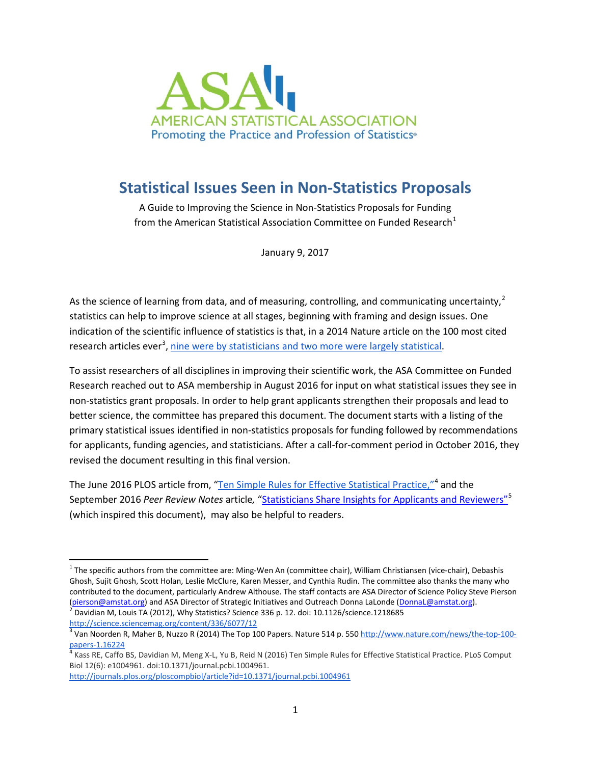AMERICAN STATISTICAL ASSOCIATION
Promoting the Practice and Profession of Statistics®

# Statistical Issues Seen in Non-Statistics Proposals

A Guide to Improving the Science in Non-Statistics Proposals for Funding from the American Statistical Association Committee on Funded Research[1]

January 9, 2017

As the science of learning from data, and of measuring, controlling, and communicating uncertainty,[2] statistics can help to improve science at all stages, beginning with framing and design issues. One indication of the scientific influence of statistics is that, in a 2014 Nature article on the 100 most cited research articles ever[3], nine were by statisticians and two more were largely statistical.

To assist researchers of all disciplines in improving their scientific work, the ASA Committee on Funded Research reached out to ASA membership in August 2016 for input on what statistical issues they see in non-statistics grant proposals. In order to help grant applicants strengthen their proposals and lead to better science, the committee has prepared this document. The document starts with a listing of the primary statistical issues identified in non-statistics proposals for funding followed by recommendations for applicants, funding agencies, and statisticians. After a call-for-comment period in October 2016, they revised the document resulting in this final version.

The June 2016 PLOS article from, "Ten Simple Rules for Effective Statistical Practice,"[4] and the September 2016 *Peer Review Notes* article, "Statisticians Share Insights for Applicants and Reviewers"[5] (which inspired this document), may also be helpful to readers.

---

[1] The specific authors from the committee are: Ming-Wen An (committee chair), William Christiansen (vice-chair), Debashis Ghosh, Sujit Ghosh, Scott Holan, Leslie McClure, Karen Messer, and Cynthia Rudin. The committee also thanks the many who contributed to the document, particularly Andrew Althouse. The staff contacts are ASA Director of Science Policy Steve Pierson (pierson@amstat.org) and ASA Director of Strategic Initiatives and Outreach Donna LaLonde (DonnaL@amstat.org).

[2] Davidian M, Louis TA (2012), Why Statistics? Science 336 p. 12. doi: 10.1126/science.1218685 http://science.sciencemag.org/content/336/6077/12

[3] Van Noorden R, Maher B, Nuzzo R (2014) The Top 100 Papers. Nature 514 p. 550 http://www.nature.com/news/the-top-100-papers-1.16224

[4] Kass RE, Caffo BS, Davidian M, Meng X-L, Yu B, Reid N (2016) Ten Simple Rules for Effective Statistical Practice. PLoS Comput Biol 12(6): e1004961. doi:10.1371/journal.pcbi.1004961. http://journals.plos.org/ploscompbiol/article?id=10.1371/journal.pcbi.1004961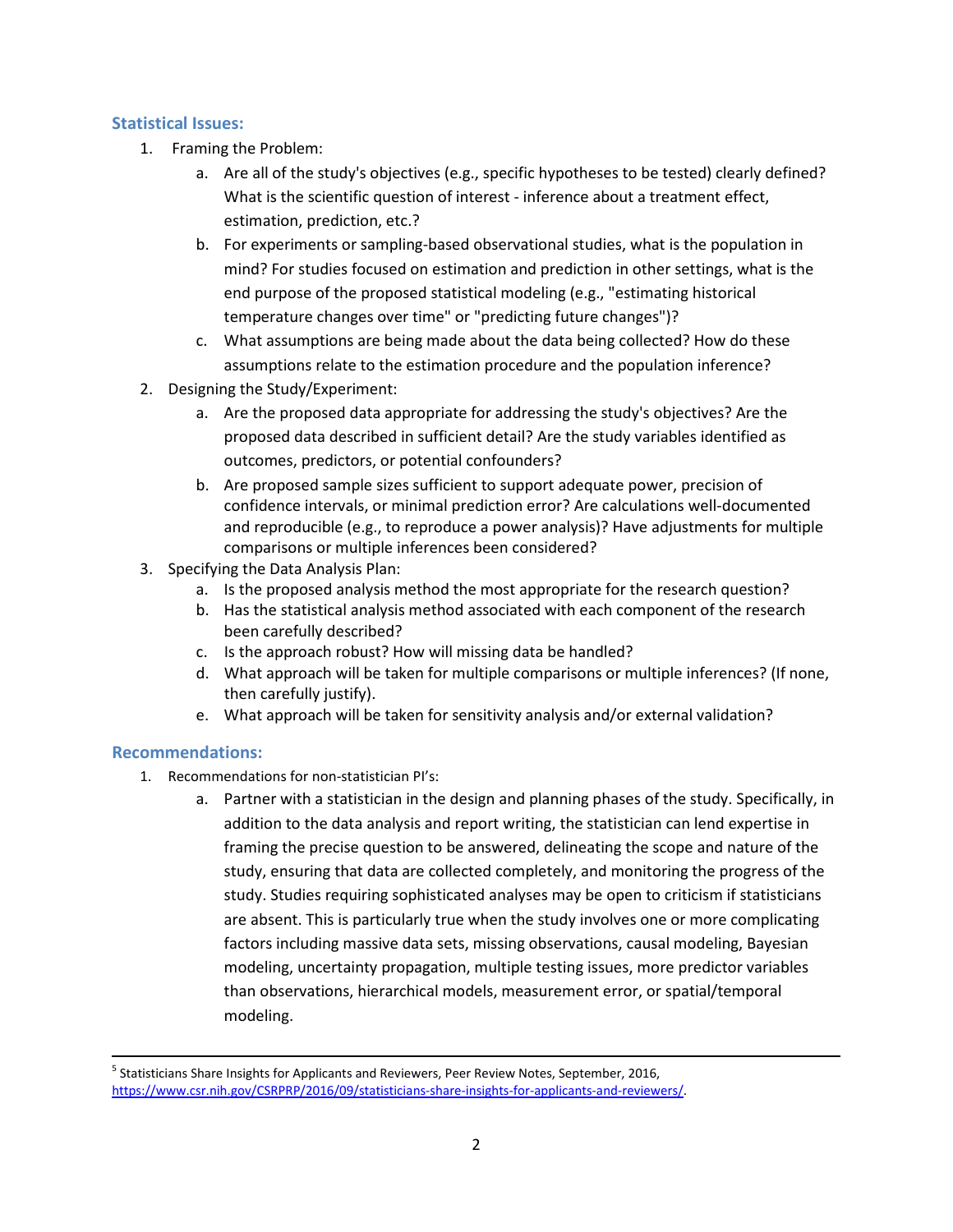## Statistical Issues:

1. Framing the Problem:
   a. Are all of the study's objectives (e.g., specific hypotheses to be tested) clearly defined? What is the scientific question of interest - inference about a treatment effect, estimation, prediction, etc.?
   b. For experiments or sampling-based observational studies, what is the population in mind? For studies focused on estimation and prediction in other settings, what is the end purpose of the proposed statistical modeling (e.g., "estimating historical temperature changes over time" or "predicting future changes")?
   c. What assumptions are being made about the data being collected? How do these assumptions relate to the estimation procedure and the population inference?
2. Designing the Study/Experiment:
   a. Are the proposed data appropriate for addressing the study's objectives? Are the proposed data described in sufficient detail? Are the study variables identified as outcomes, predictors, or potential confounders?
   b. Are proposed sample sizes sufficient to support adequate power, precision of confidence intervals, or minimal prediction error? Are calculations well-documented and reproducible (e.g., to reproduce a power analysis)? Have adjustments for multiple comparisons or multiple inferences been considered?
3. Specifying the Data Analysis Plan:
   a. Is the proposed analysis method the most appropriate for the research question?
   b. Has the statistical analysis method associated with each component of the research been carefully described?
   c. Is the approach robust? How will missing data be handled?
   d. What approach will be taken for multiple comparisons or multiple inferences? (If none, then carefully justify).
   e. What approach will be taken for sensitivity analysis and/or external validation?

## Recommendations:

1. Recommendations for non-statistician PI's:
   a. Partner with a statistician in the design and planning phases of the study. Specifically, in addition to the data analysis and report writing, the statistician can lend expertise in framing the precise question to be answered, delineating the scope and nature of the study, ensuring that data are collected completely, and monitoring the progress of the study. Studies requiring sophisticated analyses may be open to criticism if statisticians are absent. This is particularly true when the study involves one or more complicating factors including massive data sets, missing observations, causal modeling, Bayesian modeling, uncertainty propagation, multiple testing issues, more predictor variables than observations, hierarchical models, measurement error, or spatial/temporal modeling.

---

[5] Statisticians Share Insights for Applicants and Reviewers, Peer Review Notes, September, 2016, https://www.csr.nih.gov/CSRPRP/2016/09/statisticians-share-insights-for-applicants-and-reviewers/.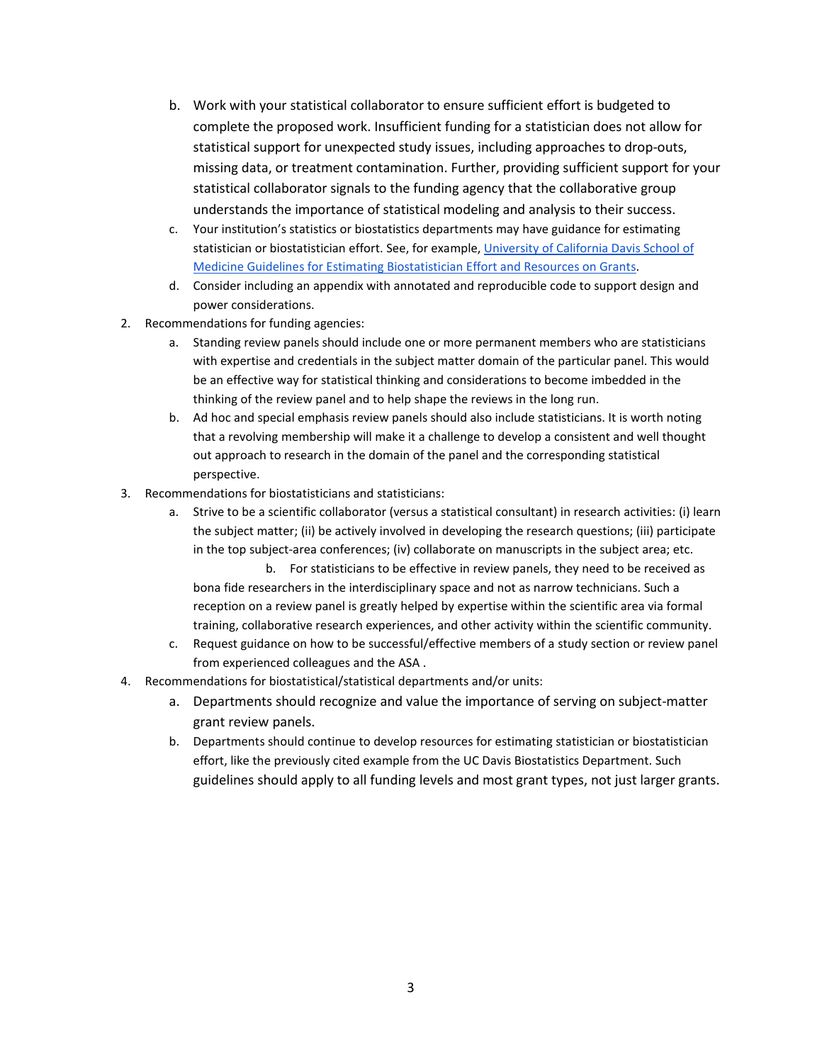b. Work with your statistical collaborator to ensure sufficient effort is budgeted to complete the proposed work. Insufficient funding for a statistician does not allow for statistical support for unexpected study issues, including approaches to drop-outs, missing data, or treatment contamination. Further, providing sufficient support for your statistical collaborator signals to the funding agency that the collaborative group understands the importance of statistical modeling and analysis to their success.
   c. Your institution's statistics or biostatistics departments may have guidance for estimating statistician or biostatistician effort. See, for example, [University of California Davis School of Medicine Guidelines for Estimating Biostatistician Effort and Resources on Grants](#).
   d. Consider including an appendix with annotated and reproducible code to support design and power considerations.
2. Recommendations for funding agencies:
   a. Standing review panels should include one or more permanent members who are statisticians with expertise and credentials in the subject matter domain of the particular panel. This would be an effective way for statistical thinking and considerations to become imbedded in the thinking of the review panel and to help shape the reviews in the long run.
   b. Ad hoc and special emphasis review panels should also include statisticians. It is worth noting that a revolving membership will make it a challenge to develop a consistent and well thought out approach to research in the domain of the panel and the corresponding statistical perspective.
3. Recommendations for biostatisticians and statisticians:
   a. Strive to be a scientific collaborator (versus a statistical consultant) in research activities: (i) learn the subject matter; (ii) be actively involved in developing the research questions; (iii) participate in the top subject-area conferences; (iv) collaborate on manuscripts in the subject area; etc.
   b. For statisticians to be effective in review panels, they need to be received as bona fide researchers in the interdisciplinary space and not as narrow technicians. Such a reception on a review panel is greatly helped by expertise within the scientific area via formal training, collaborative research experiences, and other activity within the scientific community.
   c. Request guidance on how to be successful/effective members of a study section or review panel from experienced colleagues and the ASA .
4. Recommendations for biostatistical/statistical departments and/or units:
   a. Departments should recognize and value the importance of serving on subject-matter grant review panels.
   b. Departments should continue to develop resources for estimating statistician or biostatistician effort, like the previously cited example from the UC Davis Biostatistics Department. Such guidelines should apply to all funding levels and most grant types, not just larger grants.